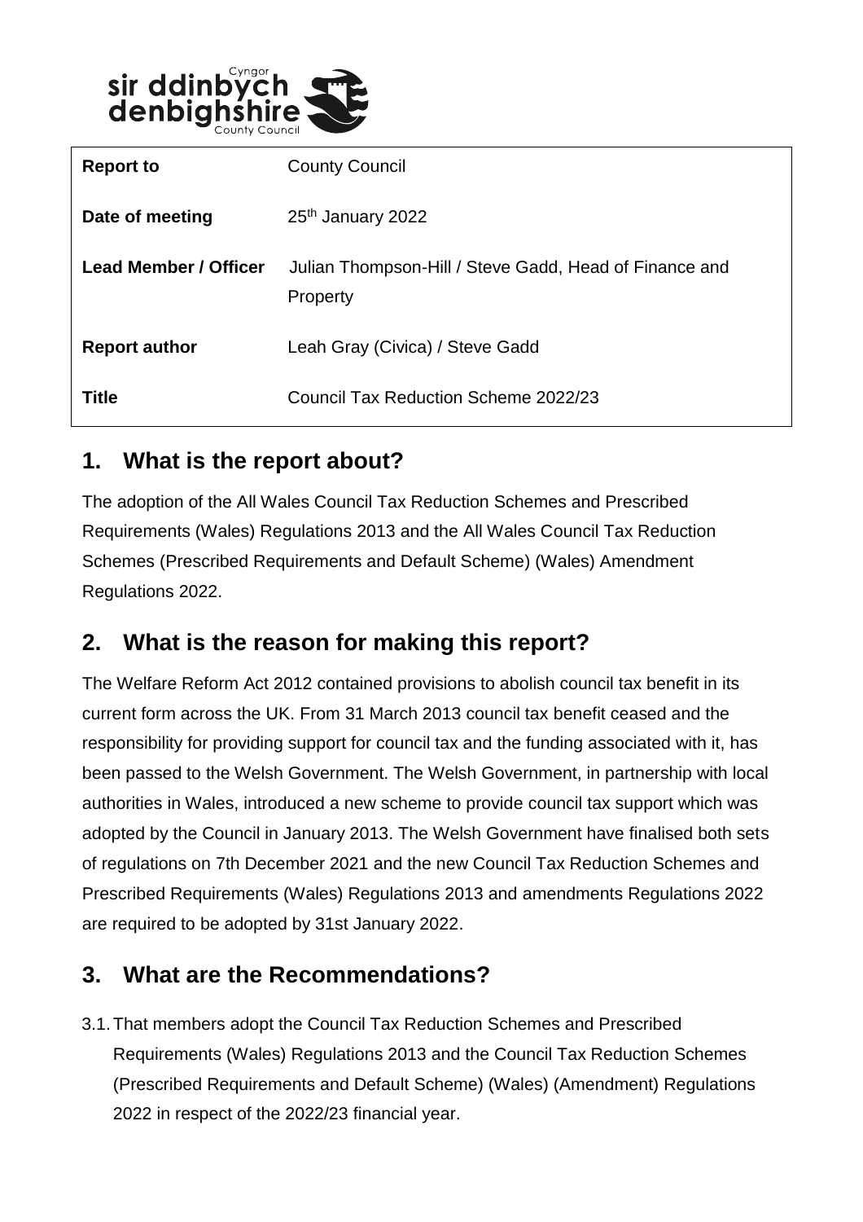| | |
|---|---|
| **Report to** | County Council |
| **Date of meeting** | 25th January 2022 |
| **Lead Member / Officer** | Julian Thompson-Hill / Steve Gadd, Head of Finance and Property |
| **Report author** | Leah Gray (Civica) / Steve Gadd |
| **Title** | Council Tax Reduction Scheme 2022/23 |

## 1. What is the report about?

The adoption of the All Wales Council Tax Reduction Schemes and Prescribed Requirements (Wales) Regulations 2013 and the All Wales Council Tax Reduction Schemes (Prescribed Requirements and Default Scheme) (Wales) Amendment Regulations 2022.

## 2. What is the reason for making this report?

The Welfare Reform Act 2012 contained provisions to abolish council tax benefit in its current form across the UK. From 31 March 2013 council tax benefit ceased and the responsibility for providing support for council tax and the funding associated with it, has been passed to the Welsh Government. The Welsh Government, in partnership with local authorities in Wales, introduced a new scheme to provide council tax support which was adopted by the Council in January 2013. The Welsh Government have finalised both sets of regulations on 7th December 2021 and the new Council Tax Reduction Schemes and Prescribed Requirements (Wales) Regulations 2013 and amendments Regulations 2022 are required to be adopted by 31st January 2022.

## 3. What are the Recommendations?

3.1. That members adopt the Council Tax Reduction Schemes and Prescribed Requirements (Wales) Regulations 2013 and the Council Tax Reduction Schemes (Prescribed Requirements and Default Scheme) (Wales) (Amendment) Regulations 2022 in respect of the 2022/23 financial year.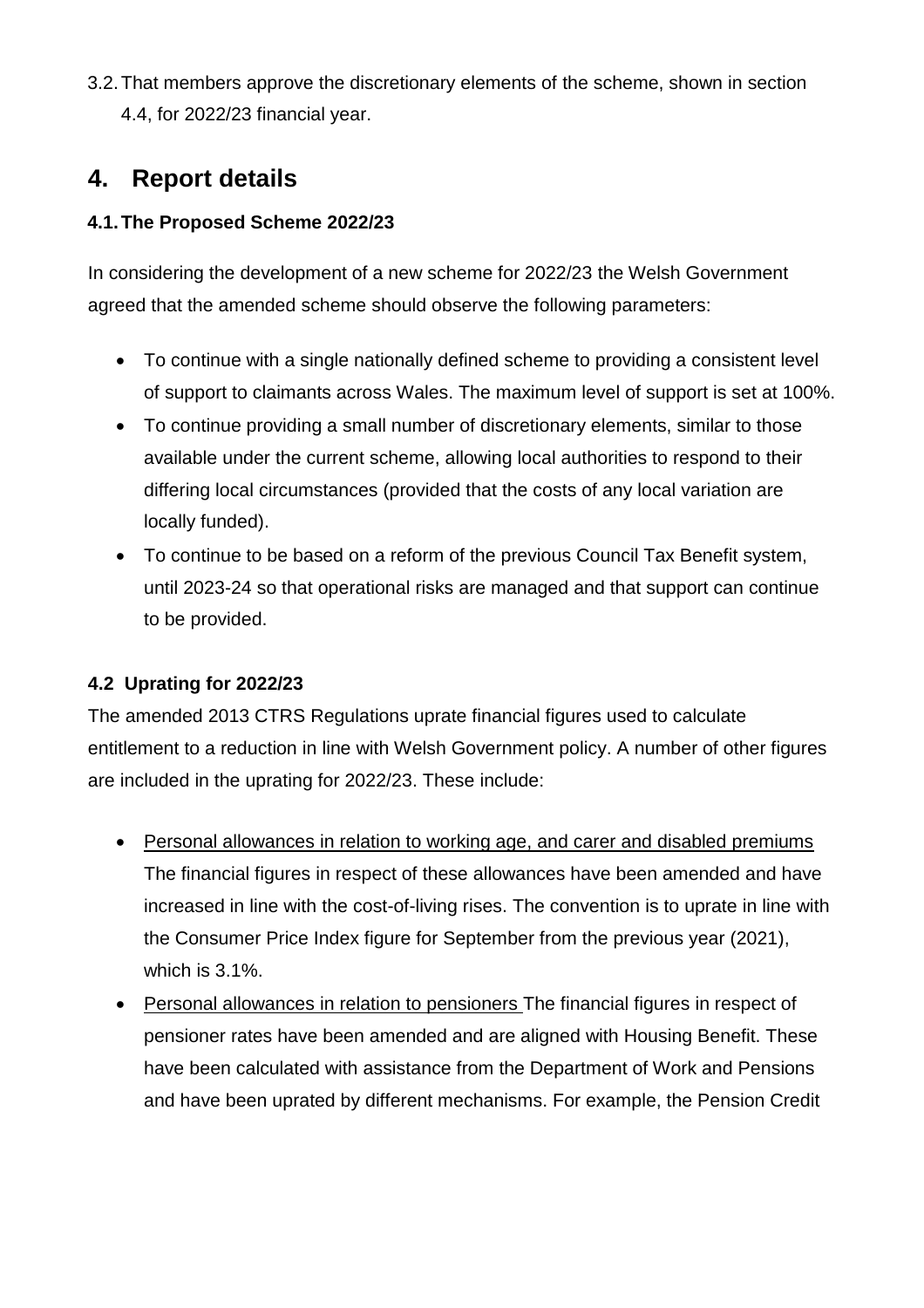3.2. That members approve the discretionary elements of the scheme, shown in section 4.4, for 2022/23 financial year.

# 4. Report details

### 4.1. The Proposed Scheme 2022/23

In considering the development of a new scheme for 2022/23 the Welsh Government agreed that the amended scheme should observe the following parameters:

- To continue with a single nationally defined scheme to providing a consistent level of support to claimants across Wales. The maximum level of support is set at 100%.
- To continue providing a small number of discretionary elements, similar to those available under the current scheme, allowing local authorities to respond to their differing local circumstances (provided that the costs of any local variation are locally funded).
- To continue to be based on a reform of the previous Council Tax Benefit system, until 2023-24 so that operational risks are managed and that support can continue to be provided.

### 4.2 Uprating for 2022/23

The amended 2013 CTRS Regulations uprate financial figures used to calculate entitlement to a reduction in line with Welsh Government policy. A number of other figures are included in the uprating for 2022/23. These include:

- <u>Personal allowances in relation to working age, and carer and disabled premiums</u> The financial figures in respect of these allowances have been amended and have increased in line with the cost-of-living rises. The convention is to uprate in line with the Consumer Price Index figure for September from the previous year (2021), which is 3.1%.
- <u>Personal allowances in relation to pensioners</u> The financial figures in respect of pensioner rates have been amended and are aligned with Housing Benefit. These have been calculated with assistance from the Department of Work and Pensions and have been uprated by different mechanisms. For example, the Pension Credit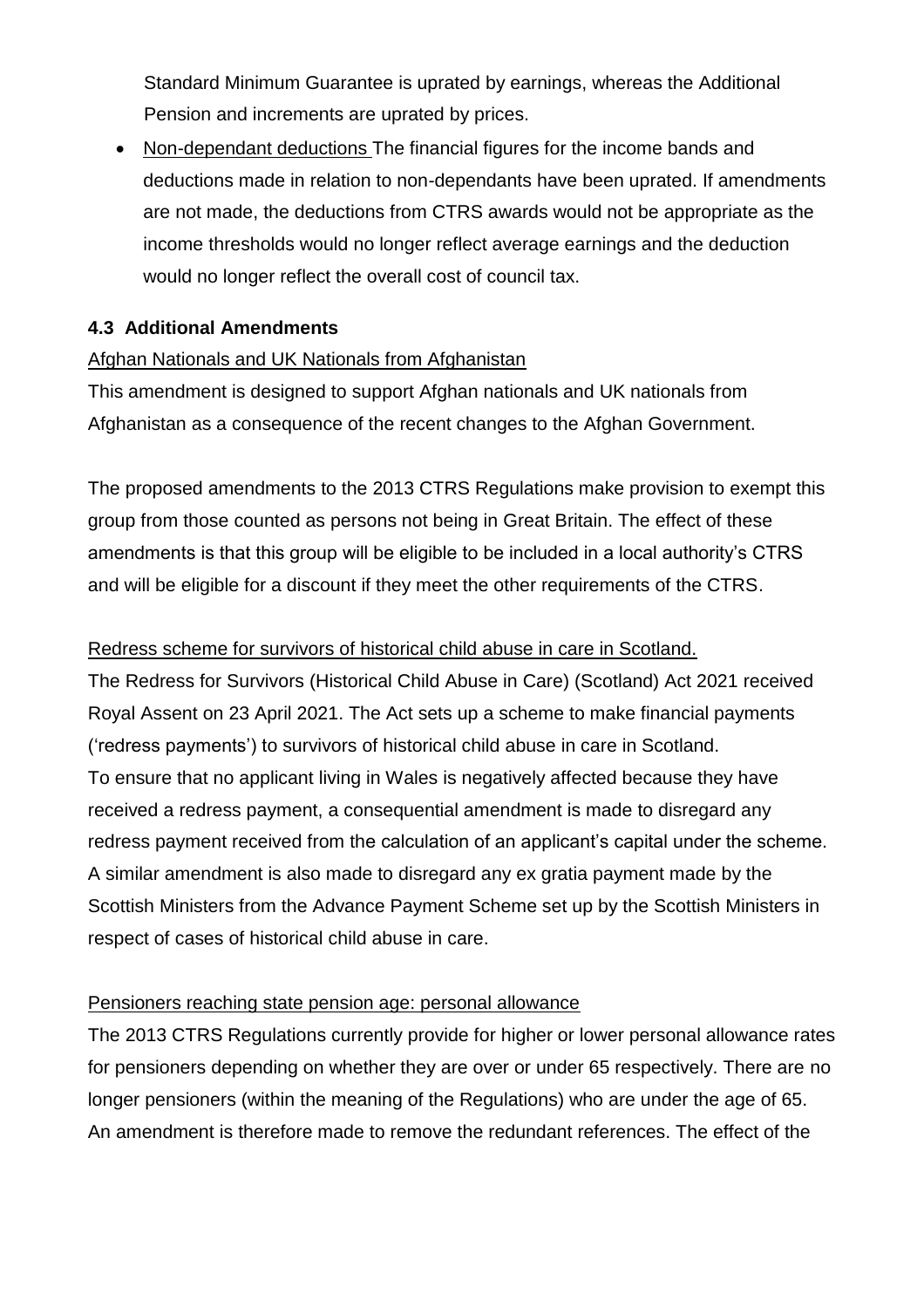Standard Minimum Guarantee is uprated by earnings, whereas the Additional Pension and increments are uprated by prices.

- Non-dependant deductions The financial figures for the income bands and deductions made in relation to non-dependants have been uprated. If amendments are not made, the deductions from CTRS awards would not be appropriate as the income thresholds would no longer reflect average earnings and the deduction would no longer reflect the overall cost of council tax.

### 4.3 Additional Amendments

Afghan Nationals and UK Nationals from Afghanistan

This amendment is designed to support Afghan nationals and UK nationals from Afghanistan as a consequence of the recent changes to the Afghan Government.

The proposed amendments to the 2013 CTRS Regulations make provision to exempt this group from those counted as persons not being in Great Britain. The effect of these amendments is that this group will be eligible to be included in a local authority's CTRS and will be eligible for a discount if they meet the other requirements of the CTRS.

Redress scheme for survivors of historical child abuse in care in Scotland.

The Redress for Survivors (Historical Child Abuse in Care) (Scotland) Act 2021 received Royal Assent on 23 April 2021. The Act sets up a scheme to make financial payments ('redress payments') to survivors of historical child abuse in care in Scotland.
To ensure that no applicant living in Wales is negatively affected because they have received a redress payment, a consequential amendment is made to disregard any redress payment received from the calculation of an applicant's capital under the scheme. A similar amendment is also made to disregard any ex gratia payment made by the Scottish Ministers from the Advance Payment Scheme set up by the Scottish Ministers in respect of cases of historical child abuse in care.

Pensioners reaching state pension age: personal allowance

The 2013 CTRS Regulations currently provide for higher or lower personal allowance rates for pensioners depending on whether they are over or under 65 respectively. There are no longer pensioners (within the meaning of the Regulations) who are under the age of 65. An amendment is therefore made to remove the redundant references. The effect of the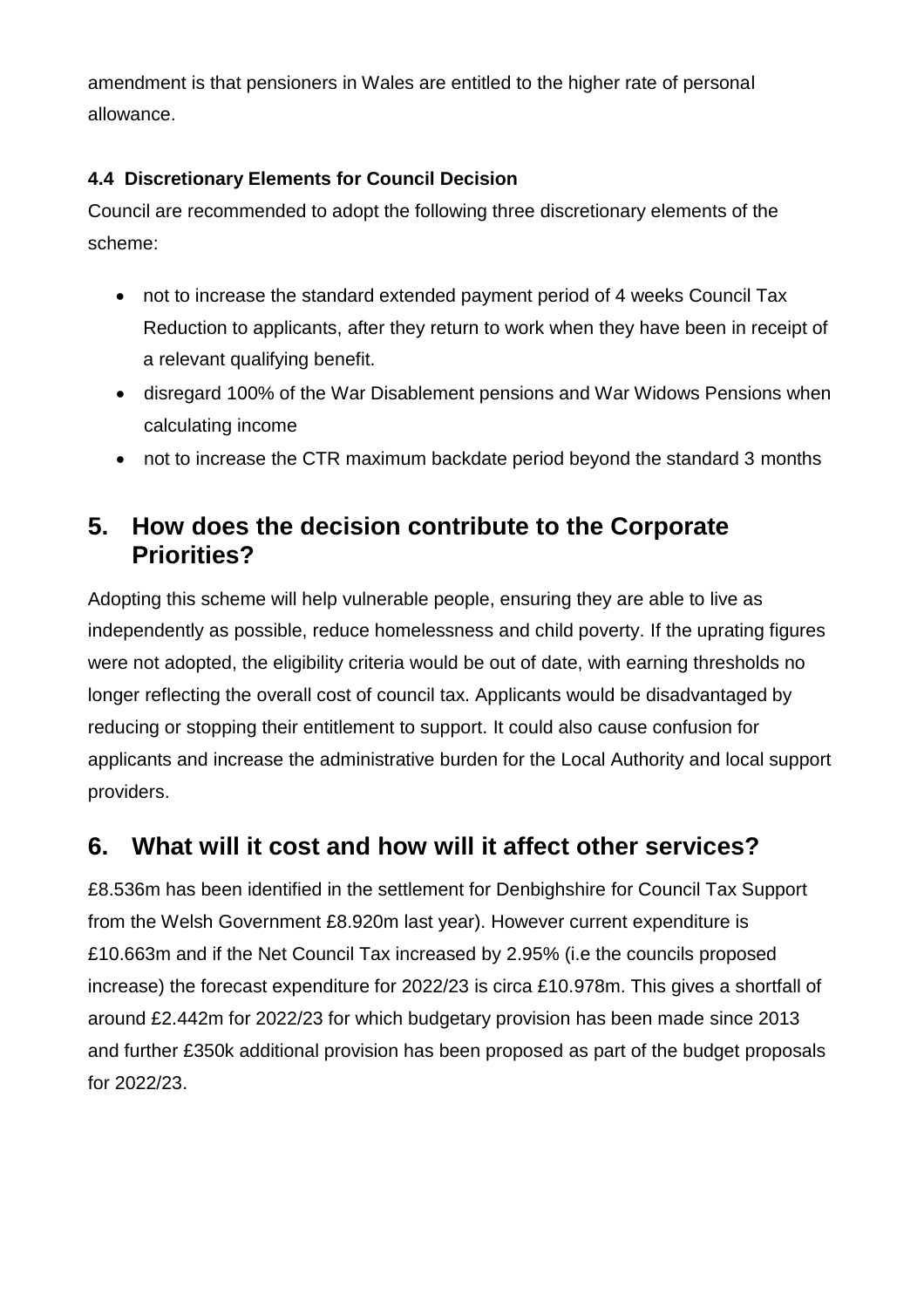amendment is that pensioners in Wales are entitled to the higher rate of personal allowance.

#### 4.4 Discretionary Elements for Council Decision

Council are recommended to adopt the following three discretionary elements of the scheme:

- not to increase the standard extended payment period of 4 weeks Council Tax Reduction to applicants, after they return to work when they have been in receipt of a relevant qualifying benefit.
- disregard 100% of the War Disablement pensions and War Widows Pensions when calculating income
- not to increase the CTR maximum backdate period beyond the standard 3 months

## 5. How does the decision contribute to the Corporate Priorities?

Adopting this scheme will help vulnerable people, ensuring they are able to live as independently as possible, reduce homelessness and child poverty. If the uprating figures were not adopted, the eligibility criteria would be out of date, with earning thresholds no longer reflecting the overall cost of council tax. Applicants would be disadvantaged by reducing or stopping their entitlement to support. It could also cause confusion for applicants and increase the administrative burden for the Local Authority and local support providers.

## 6. What will it cost and how will it affect other services?

£8.536m has been identified in the settlement for Denbighshire for Council Tax Support from the Welsh Government £8.920m last year). However current expenditure is £10.663m and if the Net Council Tax increased by 2.95% (i.e the councils proposed increase) the forecast expenditure for 2022/23 is circa £10.978m. This gives a shortfall of around £2.442m for 2022/23 for which budgetary provision has been made since 2013 and further £350k additional provision has been proposed as part of the budget proposals for 2022/23.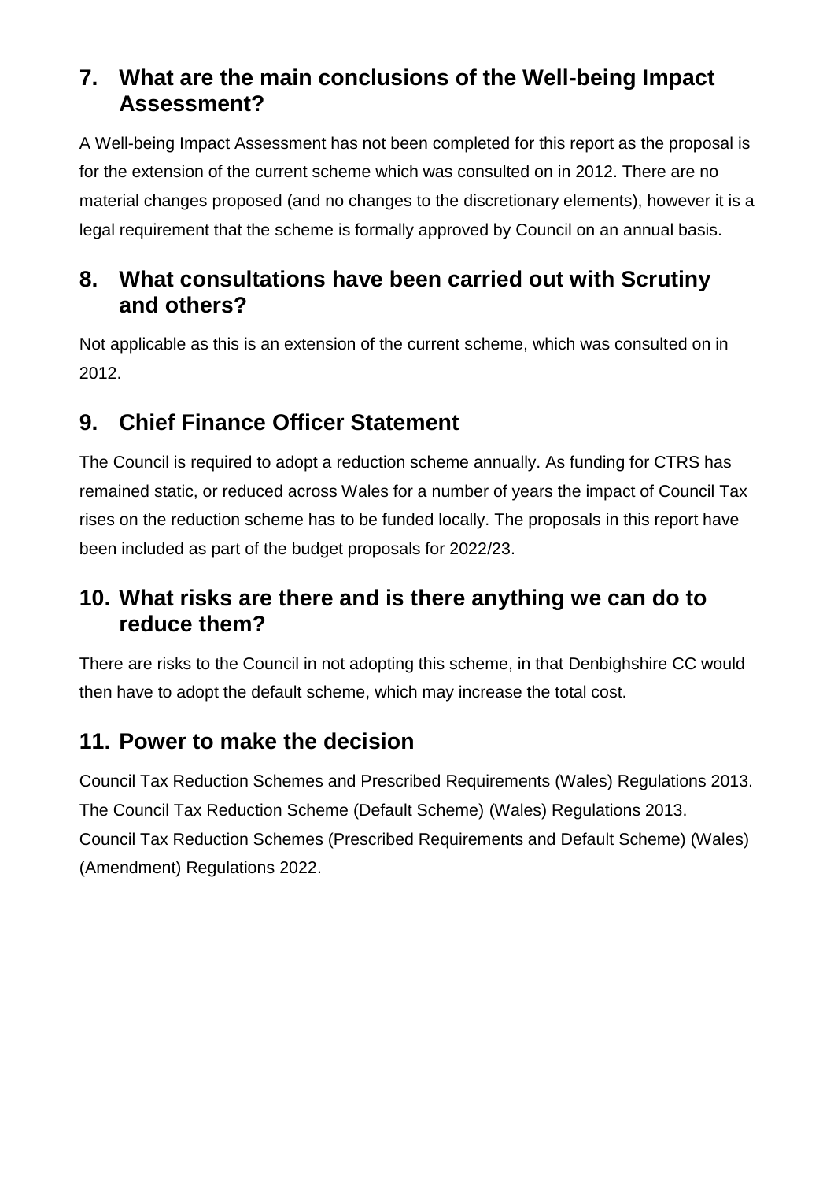## 7. What are the main conclusions of the Well-being Impact Assessment?

A Well-being Impact Assessment has not been completed for this report as the proposal is for the extension of the current scheme which was consulted on in 2012. There are no material changes proposed (and no changes to the discretionary elements), however it is a legal requirement that the scheme is formally approved by Council on an annual basis.

## 8. What consultations have been carried out with Scrutiny and others?

Not applicable as this is an extension of the current scheme, which was consulted on in 2012.

## 9. Chief Finance Officer Statement

The Council is required to adopt a reduction scheme annually. As funding for CTRS has remained static, or reduced across Wales for a number of years the impact of Council Tax rises on the reduction scheme has to be funded locally. The proposals in this report have been included as part of the budget proposals for 2022/23.

## 10. What risks are there and is there anything we can do to reduce them?

There are risks to the Council in not adopting this scheme, in that Denbighshire CC would then have to adopt the default scheme, which may increase the total cost.

## 11. Power to make the decision

Council Tax Reduction Schemes and Prescribed Requirements (Wales) Regulations 2013.
The Council Tax Reduction Scheme (Default Scheme) (Wales) Regulations 2013.
Council Tax Reduction Schemes (Prescribed Requirements and Default Scheme) (Wales) (Amendment) Regulations 2022.